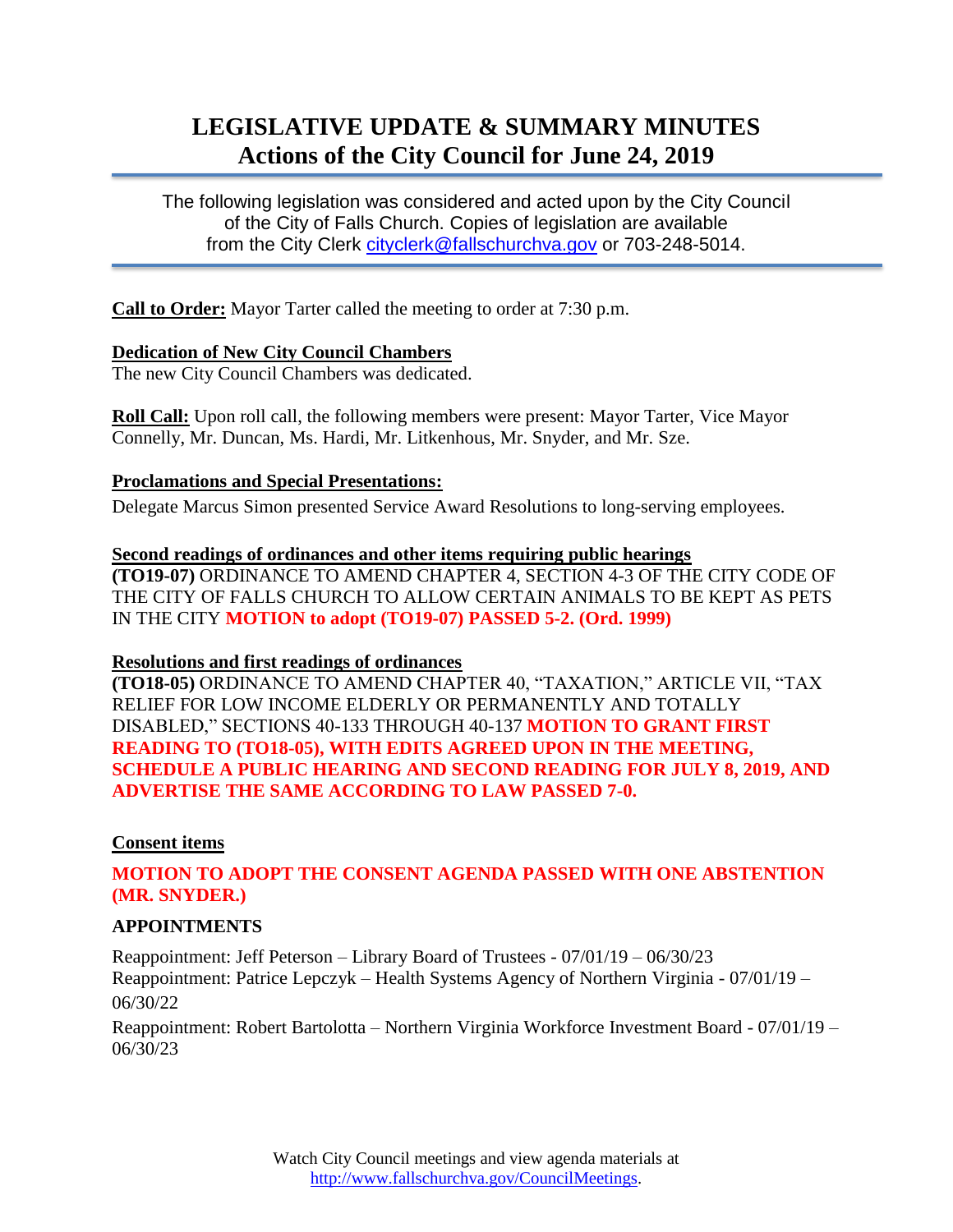# LEGISLATIVE UPDATE & SUMMARY MINUTES
## Actions of the City Council for June 24, 2019

The following legislation was considered and acted upon by the City Council of the City of Falls Church. Copies of legislation are available from the City Clerk cityclerk@fallschurchva.gov or 703-248-5014.

**Call to Order:** Mayor Tarter called the meeting to order at 7:30 p.m.

**Dedication of New City Council Chambers**
The new City Council Chambers was dedicated.

**Roll Call:** Upon roll call, the following members were present: Mayor Tarter, Vice Mayor Connelly, Mr. Duncan, Ms. Hardi, Mr. Litkenhous, Mr. Snyder, and Mr. Sze.

**Proclamations and Special Presentations:**

Delegate Marcus Simon presented Service Award Resolutions to long-serving employees.

**Second readings of ordinances and other items requiring public hearings**
**(TO19-07)** ORDINANCE TO AMEND CHAPTER 4, SECTION 4-3 OF THE CITY CODE OF THE CITY OF FALLS CHURCH TO ALLOW CERTAIN ANIMALS TO BE KEPT AS PETS IN THE CITY **MOTION to adopt (TO19-07) PASSED 5-2. (Ord. 1999)**

**Resolutions and first readings of ordinances**
**(TO18-05)** ORDINANCE TO AMEND CHAPTER 40, "TAXATION," ARTICLE VII, "TAX RELIEF FOR LOW INCOME ELDERLY OR PERMANENTLY AND TOTALLY DISABLED," SECTIONS 40-133 THROUGH 40-137 **MOTION TO GRANT FIRST READING TO (TO18-05), WITH EDITS AGREED UPON IN THE MEETING, SCHEDULE A PUBLIC HEARING AND SECOND READING FOR JULY 8, 2019, AND ADVERTISE THE SAME ACCORDING TO LAW PASSED 7-0.**

**Consent items**

**MOTION TO ADOPT THE CONSENT AGENDA PASSED WITH ONE ABSTENTION (MR. SNYDER.)**

**APPOINTMENTS**

Reappointment: Jeff Peterson – Library Board of Trustees - 07/01/19 – 06/30/23
Reappointment: Patrice Lepczyk – Health Systems Agency of Northern Virginia - 07/01/19 – 06/30/22
Reappointment: Robert Bartolotta – Northern Virginia Workforce Investment Board - 07/01/19 – 06/30/23

Watch City Council meetings and view agenda materials at http://www.fallschurchva.gov/CouncilMeetings.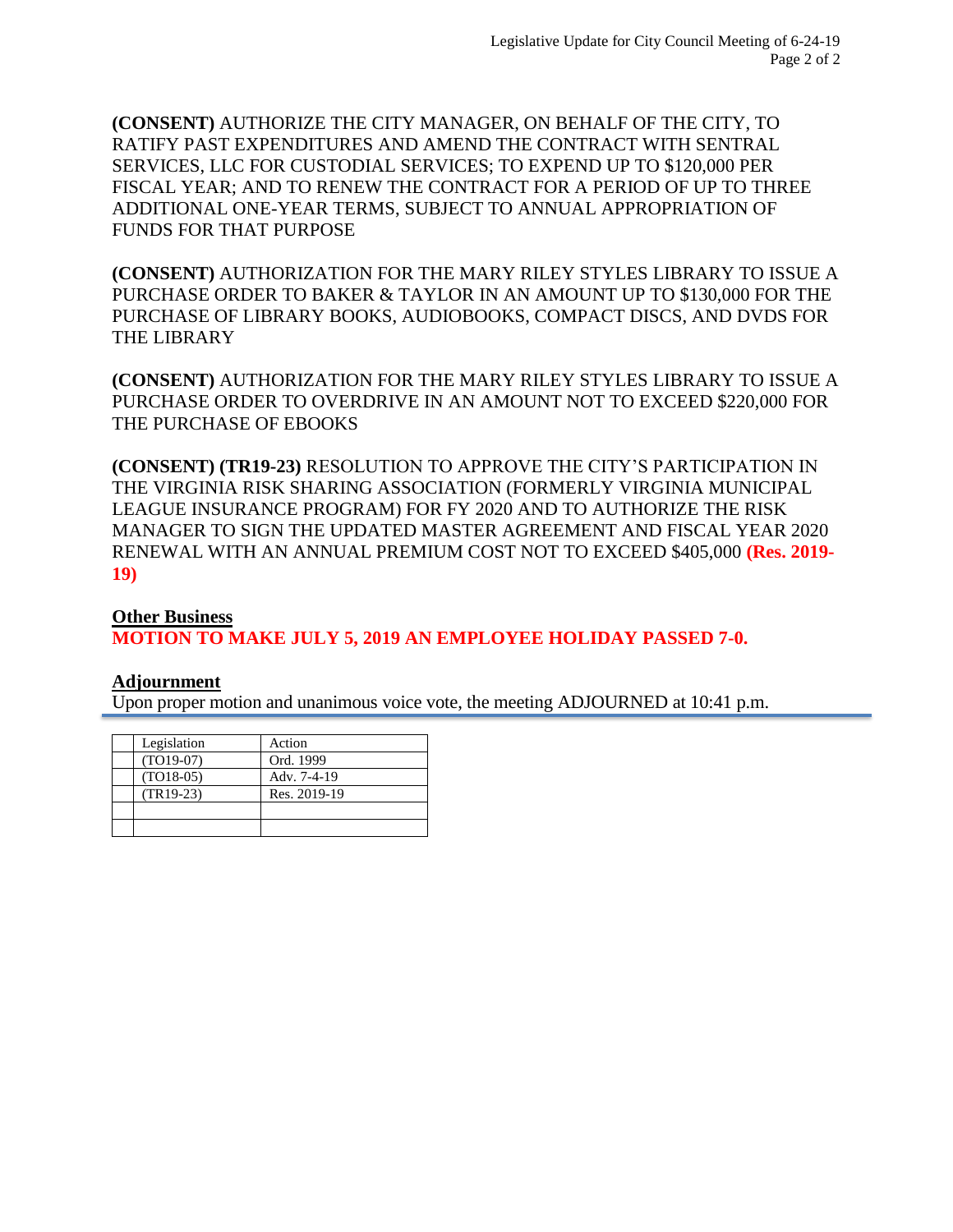**(CONSENT)** AUTHORIZE THE CITY MANAGER, ON BEHALF OF THE CITY, TO RATIFY PAST EXPENDITURES AND AMEND THE CONTRACT WITH SENTRAL SERVICES, LLC FOR CUSTODIAL SERVICES; TO EXPEND UP TO $120,000 PER FISCAL YEAR; AND TO RENEW THE CONTRACT FOR A PERIOD OF UP TO THREE ADDITIONAL ONE-YEAR TERMS, SUBJECT TO ANNUAL APPROPRIATION OF FUNDS FOR THAT PURPOSE

**(CONSENT)** AUTHORIZATION FOR THE MARY RILEY STYLES LIBRARY TO ISSUE A PURCHASE ORDER TO BAKER & TAYLOR IN AN AMOUNT UP TO $130,000 FOR THE PURCHASE OF LIBRARY BOOKS, AUDIOBOOKS, COMPACT DISCS, AND DVDS FOR THE LIBRARY

**(CONSENT)** AUTHORIZATION FOR THE MARY RILEY STYLES LIBRARY TO ISSUE A PURCHASE ORDER TO OVERDRIVE IN AN AMOUNT NOT TO EXCEED $220,000 FOR THE PURCHASE OF EBOOKS

**(CONSENT) (TR19-23)** RESOLUTION TO APPROVE THE CITY'S PARTICIPATION IN THE VIRGINIA RISK SHARING ASSOCIATION (FORMERLY VIRGINIA MUNICIPAL LEAGUE INSURANCE PROGRAM) FOR FY 2020 AND TO AUTHORIZE THE RISK MANAGER TO SIGN THE UPDATED MASTER AGREEMENT AND FISCAL YEAR 2020 RENEWAL WITH AN ANNUAL PREMIUM COST NOT TO EXCEED $405,000 **(Res. 2019-19)**

## Other Business

**MOTION TO MAKE JULY 5, 2019 AN EMPLOYEE HOLIDAY PASSED 7-0.**

## Adjournment

Upon proper motion and unanimous voice vote, the meeting ADJOURNED at 10:41 p.m.

| | Legislation | Action |
|---|---|---|
| | (TO19-07) | Ord. 1999 |
| | (TO18-05) | Adv. 7-4-19 |
| | (TR19-23) | Res. 2019-19 |
| | | |
| | | |